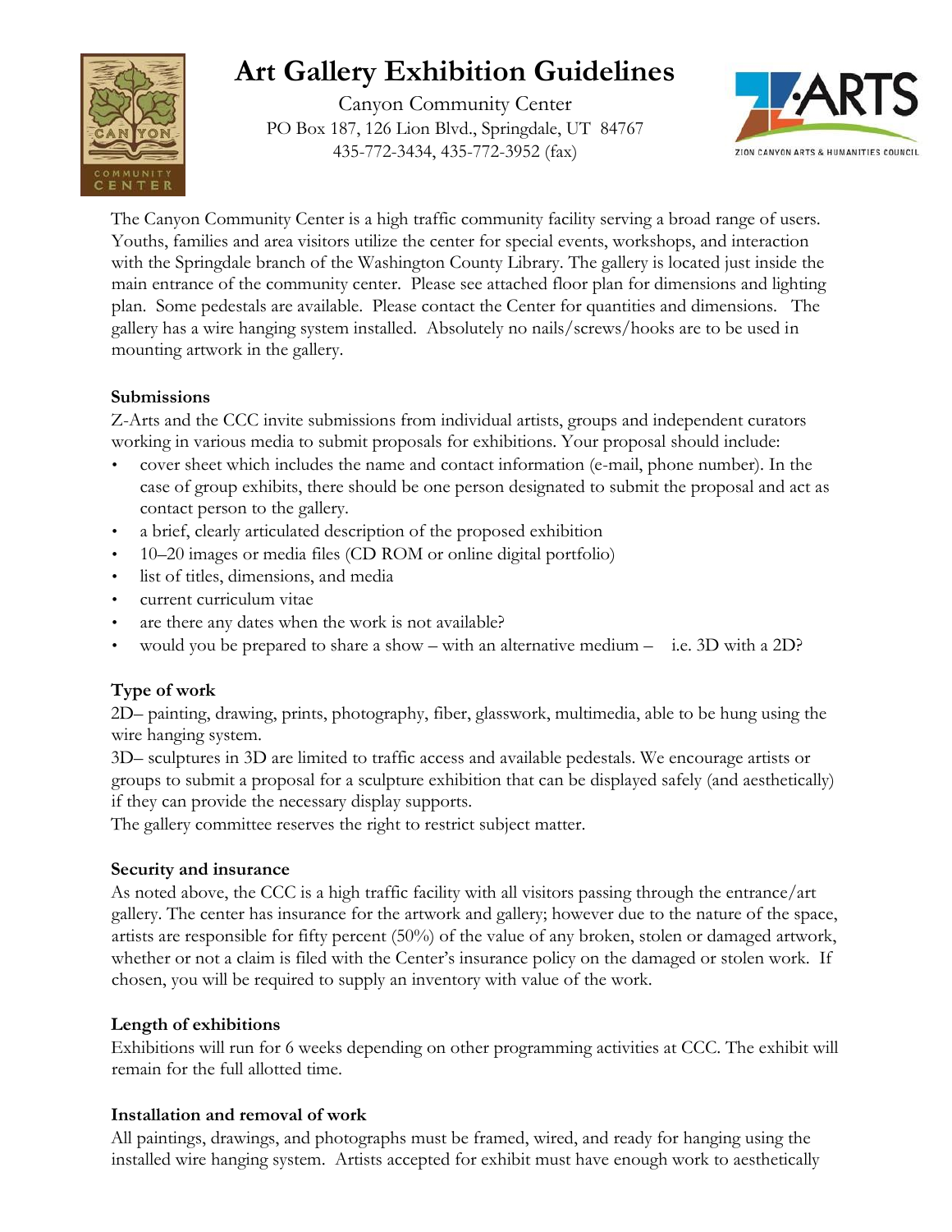# Art Gallery Exhibition Guidelines

Canyon Community Center
PO Box 187, 126 Lion Blvd., Springdale, UT 84767
435-772-3434, 435-772-3952 (fax)

The Canyon Community Center is a high traffic community facility serving a broad range of users. Youths, families and area visitors utilize the center for special events, workshops, and interaction with the Springdale branch of the Washington County Library. The gallery is located just inside the main entrance of the community center. Please see attached floor plan for dimensions and lighting plan. Some pedestals are available. Please contact the Center for quantities and dimensions. The gallery has a wire hanging system installed. Absolutely no nails/screws/hooks are to be used in mounting artwork in the gallery.

**Submissions**

Z-Arts and the CCC invite submissions from individual artists, groups and independent curators working in various media to submit proposals for exhibitions. Your proposal should include:

- cover sheet which includes the name and contact information (e-mail, phone number). In the case of group exhibits, there should be one person designated to submit the proposal and act as contact person to the gallery.
- a brief, clearly articulated description of the proposed exhibition
- 10–20 images or media files (CD ROM or online digital portfolio)
- list of titles, dimensions, and media
- current curriculum vitae
- are there any dates when the work is not available?
- would you be prepared to share a show – with an alternative medium – i.e. 3D with a 2D?

**Type of work**

2D– painting, drawing, prints, photography, fiber, glasswork, multimedia, able to be hung using the wire hanging system.

3D– sculptures in 3D are limited to traffic access and available pedestals. We encourage artists or groups to submit a proposal for a sculpture exhibition that can be displayed safely (and aesthetically) if they can provide the necessary display supports.

The gallery committee reserves the right to restrict subject matter.

**Security and insurance**

As noted above, the CCC is a high traffic facility with all visitors passing through the entrance/art gallery. The center has insurance for the artwork and gallery; however due to the nature of the space, artists are responsible for fifty percent (50%) of the value of any broken, stolen or damaged artwork, whether or not a claim is filed with the Center's insurance policy on the damaged or stolen work. If chosen, you will be required to supply an inventory with value of the work.

**Length of exhibitions**

Exhibitions will run for 6 weeks depending on other programming activities at CCC. The exhibit will remain for the full allotted time.

**Installation and removal of work**

All paintings, drawings, and photographs must be framed, wired, and ready for hanging using the installed wire hanging system. Artists accepted for exhibit must have enough work to aesthetically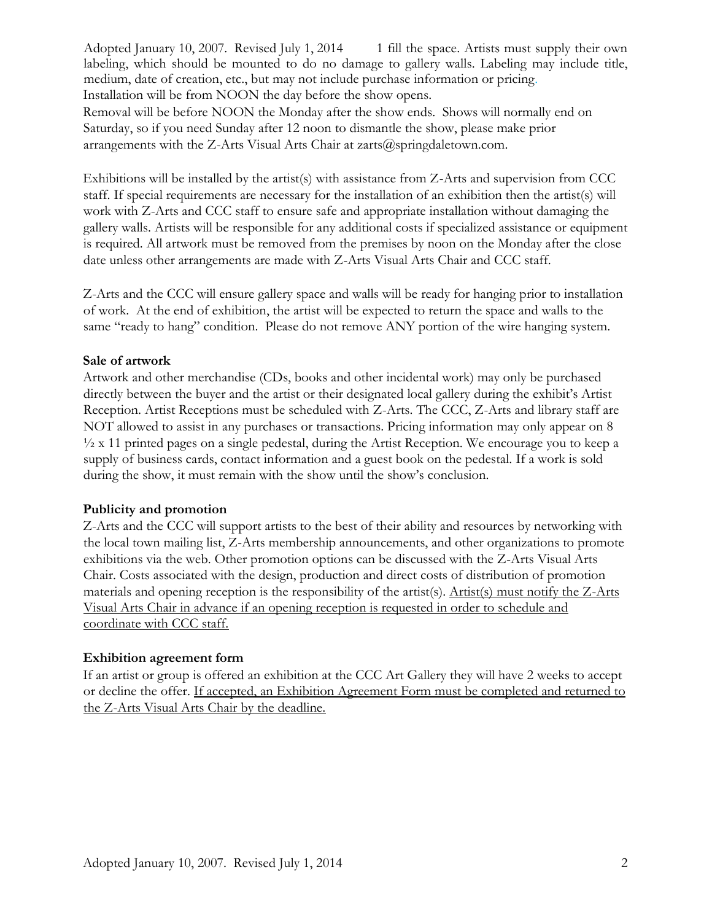fill the space. Artists must supply their own labeling, which should be mounted to do no damage to gallery walls. Labeling may include title, medium, date of creation, etc., but may not include purchase information or pricing.

Installation will be from NOON the day before the show opens.

Removal will be before NOON the Monday after the show ends. Shows will normally end on Saturday, so if you need Sunday after 12 noon to dismantle the show, please make prior arrangements with the Z-Arts Visual Arts Chair at zarts@springdaletown.com.

Exhibitions will be installed by the artist(s) with assistance from Z-Arts and supervision from CCC staff. If special requirements are necessary for the installation of an exhibition then the artist(s) will work with Z-Arts and CCC staff to ensure safe and appropriate installation without damaging the gallery walls. Artists will be responsible for any additional costs if specialized assistance or equipment is required. All artwork must be removed from the premises by noon on the Monday after the close date unless other arrangements are made with Z-Arts Visual Arts Chair and CCC staff.

Z-Arts and the CCC will ensure gallery space and walls will be ready for hanging prior to installation of work. At the end of exhibition, the artist will be expected to return the space and walls to the same "ready to hang" condition. Please do not remove ANY portion of the wire hanging system.

**Sale of artwork**

Artwork and other merchandise (CDs, books and other incidental work) may only be purchased directly between the buyer and the artist or their designated local gallery during the exhibit's Artist Reception. Artist Receptions must be scheduled with Z-Arts. The CCC, Z-Arts and library staff are NOT allowed to assist in any purchases or transactions. Pricing information may only appear on 8 ½ x 11 printed pages on a single pedestal, during the Artist Reception. We encourage you to keep a supply of business cards, contact information and a guest book on the pedestal. If a work is sold during the show, it must remain with the show until the show's conclusion.

**Publicity and promotion**

Z-Arts and the CCC will support artists to the best of their ability and resources by networking with the local town mailing list, Z-Arts membership announcements, and other organizations to promote exhibitions via the web. Other promotion options can be discussed with the Z-Arts Visual Arts Chair. Costs associated with the design, production and direct costs of distribution of promotion materials and opening reception is the responsibility of the artist(s). <u>Artist(s) must notify the Z-Arts Visual Arts Chair in advance if an opening reception is requested in order to schedule and coordinate with CCC staff.</u>

**Exhibition agreement form**

If an artist or group is offered an exhibition at the CCC Art Gallery they will have 2 weeks to accept or decline the offer. <u>If accepted, an Exhibition Agreement Form must be completed and returned to the Z-Arts Visual Arts Chair by the deadline.</u>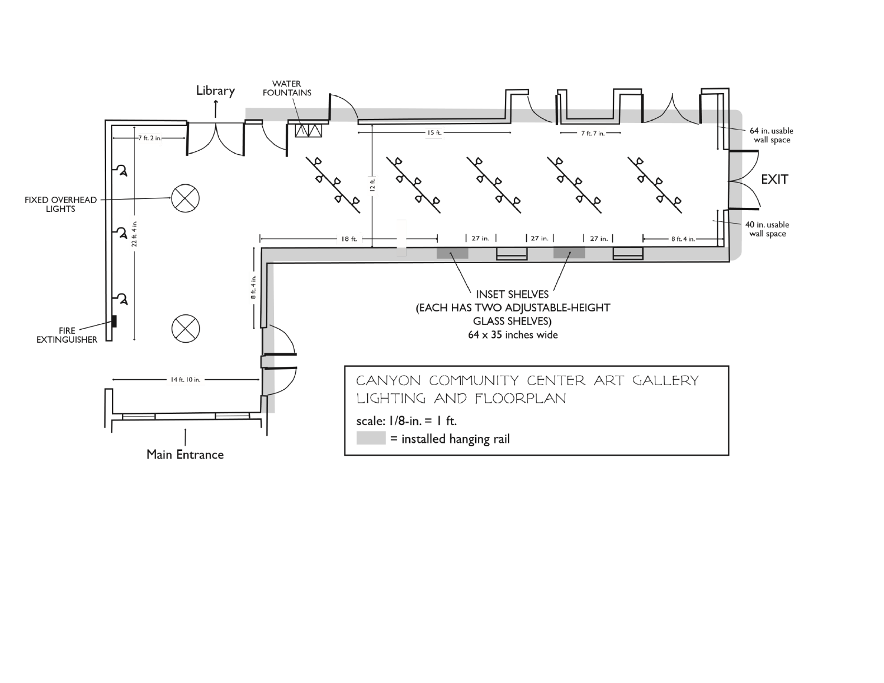Library

WATER FOUNTAINS

7 ft. 2 in.

15 ft.

7 ft. 7 in.

64 in. usable wall space

EXIT

40 in. usable wall space

FIXED OVERHEAD LIGHTS

22 ft. 4 in.

12 ft.

18 ft.

27 in.

27 in.

27 in.

8 ft. 4 in.

8 ft. 4 in.

FIRE EXTINGUISHER

INSET SHELVES
(EACH HAS TWO ADJUSTABLE-HEIGHT GLASS SHELVES)
64 x 35 inches wide

14 ft. 10 in.

Main Entrance

CANYON COMMUNITY CENTER ART GALLERY LIGHTING AND FLOORPLAN

scale: 1/8-in. = 1 ft.

= installed hanging rail